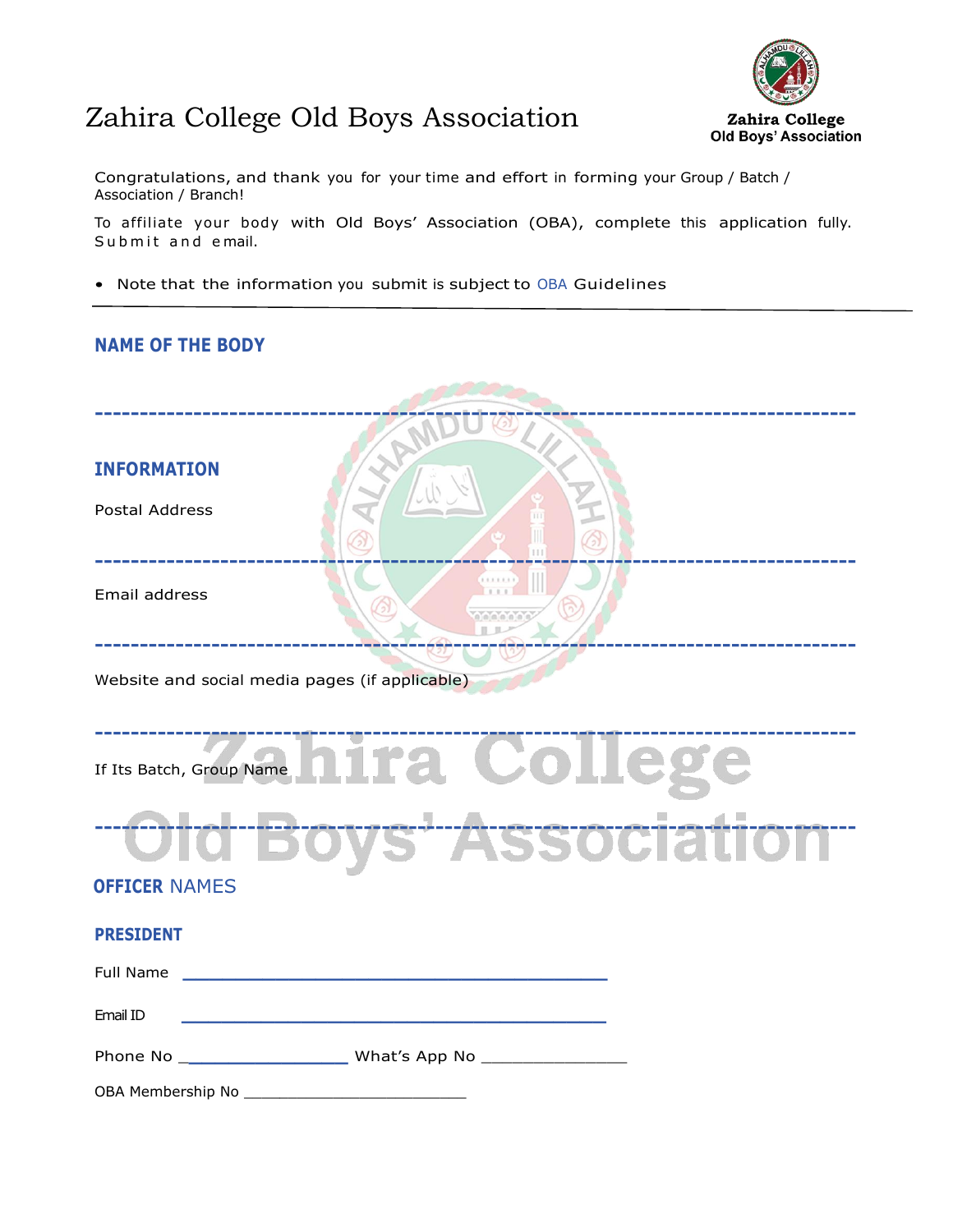# Zahira College Old Boys Association

Zahira College
Old Boys' Association

Congratulations, and thank you for your time and effort in forming your Group / Batch / Association / Branch!

To affiliate your body with Old Boys' Association (OBA), complete this application fully. Submit and email.

- Note that the information you submit is subject to OBA Guidelines

---

## NAME OF THE BODY

------------------------------------------------------------------------

## INFORMATION

Postal Address

------------------------------------------------------------------------

Email address

------------------------------------------------------------------------

Website and social media pages (if applicable)

------------------------------------------------------------------------

If Its Batch, Group Name

------------------------------------------------------------------------

## OFFICER NAMES

### PRESIDENT

Full Name ______________________________________________

Email ID ______________________________________________

Phone No __________________ What's App No ________________

OBA Membership No __________________________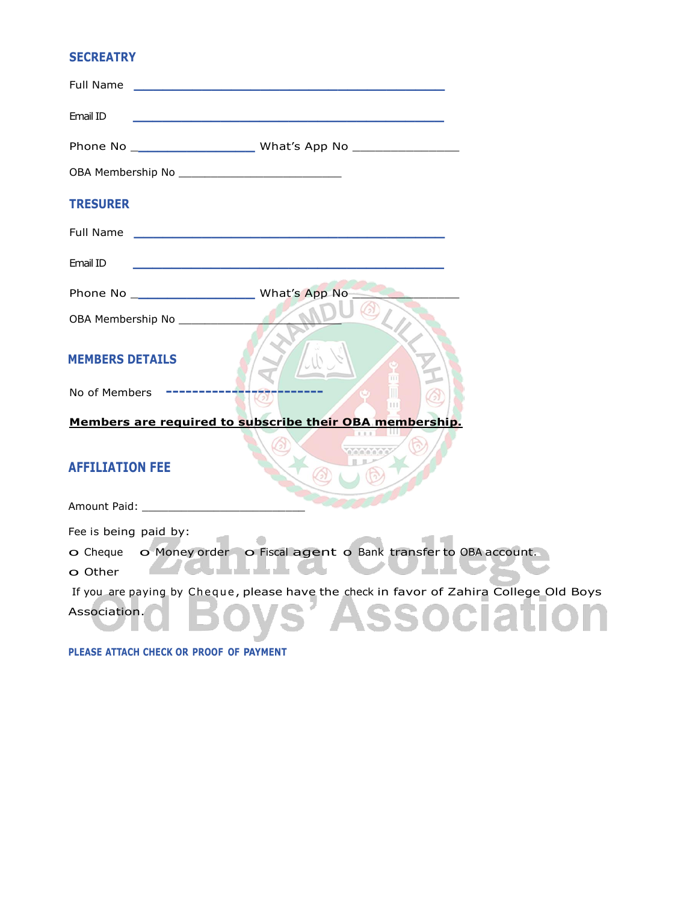## SECREATRY

Full Name ______________________________________________

Email ID ______________________________________________

Phone No ___________________ What's App No ________________

OBA Membership No _________________________

## TRESURER

Full Name ______________________________________________

Email ID ______________________________________________

Phone No ___________________ What's App No ________________

OBA Membership No _________________________

## MEMBERS DETAILS

No of Members ------------------------

**Members are required to subscribe their OBA membership.**

## AFFILIATION FEE

Amount Paid: _________________________

Fee is being paid by:

- o Cheque o Money order o Fiscal agent o Bank transfer to OBA account.
- o Other

If you are paying by Cheque, please have the check in favor of Zahira College Old Boys Association.

**PLEASE ATTACH CHECK OR PROOF OF PAYMENT**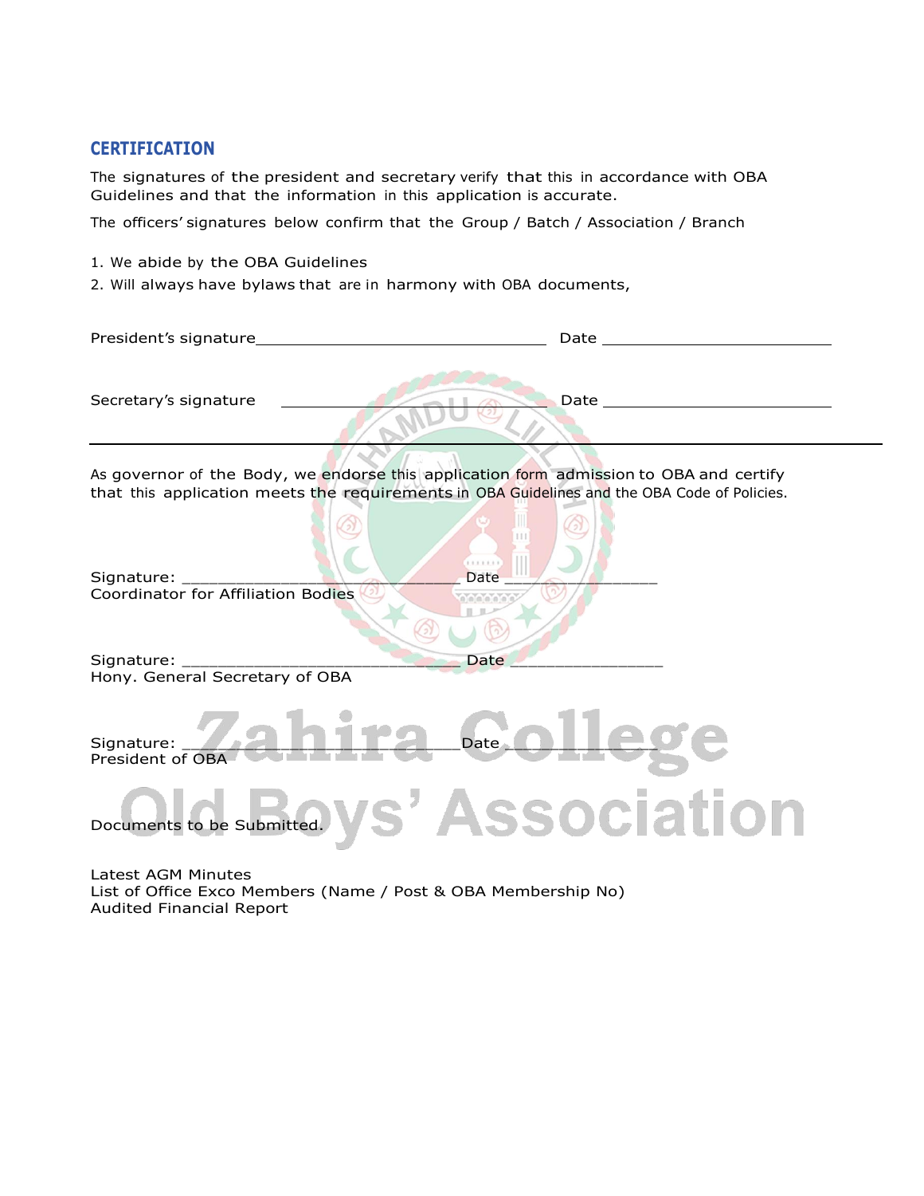## CERTIFICATION

The signatures of the president and secretary verify that this in accordance with OBA Guidelines and that the information in this application is accurate.

The officers' signatures below confirm that the Group / Batch / Association / Branch

1. We abide by the OBA Guidelines
2. Will always have bylaws that are in harmony with OBA documents,

President's signature________________________________ Date __________________________

Secretary's signature ________________________________ Date __________________________

---

As governor of the Body, we endorse this application form admission to OBA and certify that this application meets the requirements in OBA Guidelines and the OBA Code of Policies.

Signature: ______________________________ Date ________________
Coordinator for Affiliation Bodies

Signature: ______________________________ Date ________________
Hony. General Secretary of OBA

Signature: ______________________________ Date ________________
President of OBA

Documents to be Submitted.

Latest AGM Minutes
List of Office Exco Members (Name / Post & OBA Membership No)
Audited Financial Report